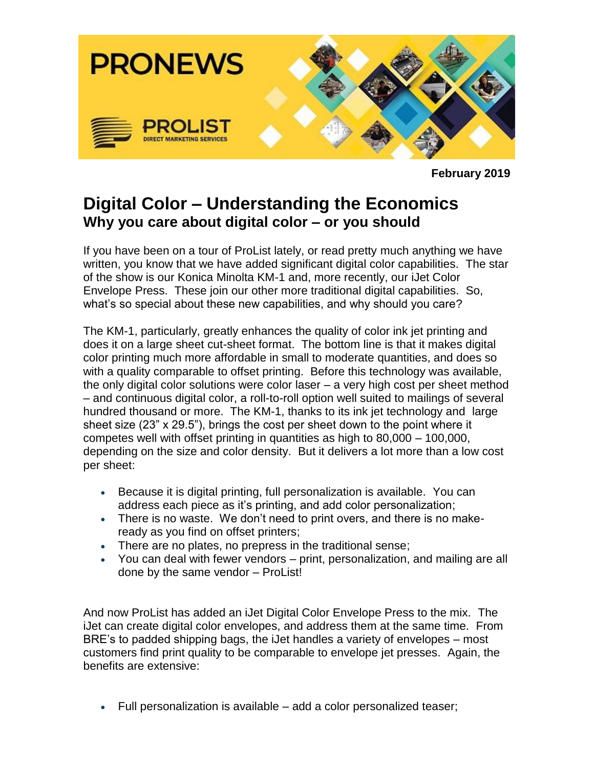PRONEWS

PROLIST
DIRECT MARKETING SERVICES

**February 2019**

# Digital Color – Understanding the Economics

## Why you care about digital color – or you should

If you have been on a tour of ProList lately, or read pretty much anything we have written, you know that we have added significant digital color capabilities. The star of the show is our Konica Minolta KM-1 and, more recently, our iJet Color Envelope Press. These join our other more traditional digital capabilities. So, what's so special about these new capabilities, and why should you care?

The KM-1, particularly, greatly enhances the quality of color ink jet printing and does it on a large sheet cut-sheet format. The bottom line is that it makes digital color printing much more affordable in small to moderate quantities, and does so with a quality comparable to offset printing. Before this technology was available, the only digital color solutions were color laser – a very high cost per sheet method – and continuous digital color, a roll-to-roll option well suited to mailings of several hundred thousand or more. The KM-1, thanks to its ink jet technology and large sheet size (23" x 29.5"), brings the cost per sheet down to the point where it competes well with offset printing in quantities as high to 80,000 – 100,000, depending on the size and color density. But it delivers a lot more than a low cost per sheet:

- Because it is digital printing, full personalization is available. You can address each piece as it's printing, and add color personalization;
- There is no waste. We don't need to print overs, and there is no make-ready as you find on offset printers;
- There are no plates, no prepress in the traditional sense;
- You can deal with fewer vendors – print, personalization, and mailing are all done by the same vendor – ProList!

And now ProList has added an iJet Digital Color Envelope Press to the mix. The iJet can create digital color envelopes, and address them at the same time. From BRE's to padded shipping bags, the iJet handles a variety of envelopes – most customers find print quality to be comparable to envelope jet presses. Again, the benefits are extensive:

- Full personalization is available – add a color personalized teaser;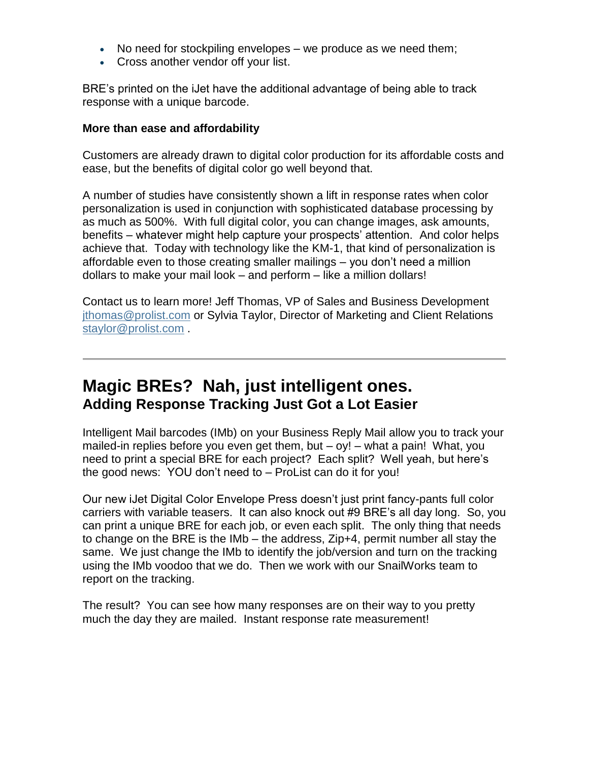- No need for stockpiling envelopes – we produce as we need them;
- Cross another vendor off your list.

BRE's printed on the iJet have the additional advantage of being able to track response with a unique barcode.

**More than ease and affordability**

Customers are already drawn to digital color production for its affordable costs and ease, but the benefits of digital color go well beyond that.

A number of studies have consistently shown a lift in response rates when color personalization is used in conjunction with sophisticated database processing by as much as 500%. With full digital color, you can change images, ask amounts, benefits – whatever might help capture your prospects' attention. And color helps achieve that. Today with technology like the KM-1, that kind of personalization is affordable even to those creating smaller mailings – you don't need a million dollars to make your mail look – and perform – like a million dollars!

Contact us to learn more! Jeff Thomas, VP of Sales and Business Development [jthomas@prolist.com](mailto:jthomas@prolist.com) or Sylvia Taylor, Director of Marketing and Client Relations [staylor@prolist.com](mailto:staylor@prolist.com) .

---

## Magic BREs? Nah, just intelligent ones.

### Adding Response Tracking Just Got a Lot Easier

Intelligent Mail barcodes (IMb) on your Business Reply Mail allow you to track your mailed-in replies before you even get them, but – oy! – what a pain! What, you need to print a special BRE for each project? Each split? Well yeah, but here's the good news: YOU don't need to – ProList can do it for you!

Our new iJet Digital Color Envelope Press doesn't just print fancy-pants full color carriers with variable teasers. It can also knock out #9 BRE's all day long. So, you can print a unique BRE for each job, or even each split. The only thing that needs to change on the BRE is the IMb – the address, Zip+4, permit number all stay the same. We just change the IMb to identify the job/version and turn on the tracking using the IMb voodoo that we do. Then we work with our SnailWorks team to report on the tracking.

The result? You can see how many responses are on their way to you pretty much the day they are mailed. Instant response rate measurement!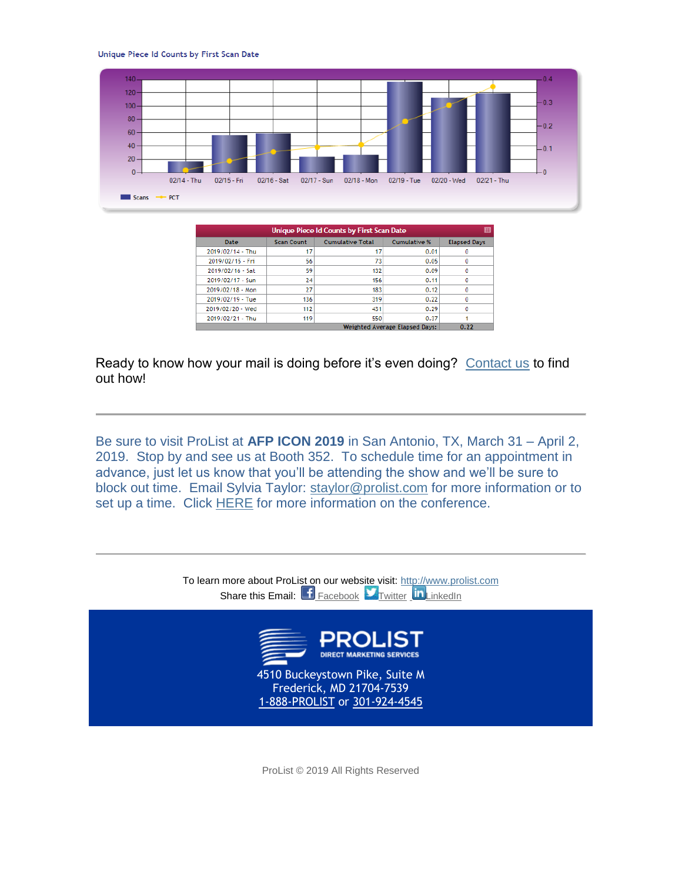Unique Piece Id Counts by First Scan Date

140
120
100
80
60
40
20
0

0.4
0.3
0.2
0.1
0

02/14 - Thu
02/15 - Fri
02/16 - Sat
02/17 - Sun
02/18 - Mon
02/19 - Tue
02/20 - Wed
02/21 - Thu

Scans
PCT

**Unique Piece Id Counts by First Scan Date**

| Date | Scan Count | Cumulative Total | Cumulative % | Elapsed Days |
|---|---|---|---|---|
| 2019/02/14 - Thu | 17 | 17 | 0.01 | 0 |
| 2019/02/15 - Fri | 56 | 73 | 0.05 | 0 |
| 2019/02/16 - Sat | 59 | 132 | 0.09 | 0 |
| 2019/02/17 - Sun | 24 | 156 | 0.11 | 0 |
| 2019/02/18 - Mon | 27 | 183 | 0.12 | 0 |
| 2019/02/19 - Tue | 136 | 319 | 0.22 | 0 |
| 2019/02/20 - Wed | 112 | 431 | 0.29 | 0 |
| 2019/02/21 - Thu | 119 | 550 | 0.37 | 1 |
| | | | Weighted Average Elapsed Days: | 0.22 |

Ready to know how your mail is doing before it's even doing? Contact us to find out how!

---

Be sure to visit ProList at **AFP ICON 2019** in San Antonio, TX, March 31 – April 2, 2019. Stop by and see us at Booth 352. To schedule time for an appointment in advance, just let us know that you'll be attending the show and we'll be sure to block out time. Email Sylvia Taylor: staylor@prolist.com for more information or to set up a time. Click HERE for more information on the conference.

---

To learn more about ProList on our website visit: http://www.prolist.com

Share this Email: Facebook Twitter LinkedIn

PROLIST
DIRECT MARKETING SERVICES

4510 Buckeystown Pike, Suite M
Frederick, MD 21704-7539
1-888-PROLIST or 301-924-4545

ProList © 2019 All Rights Reserved